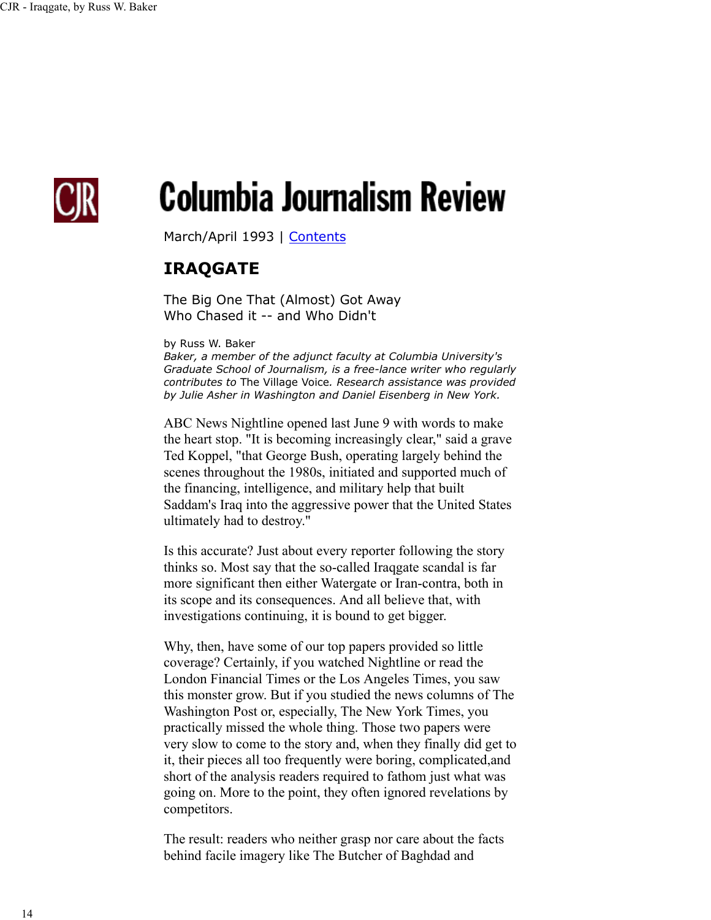# Columbia Journalism Review

March/April 1993 | Contents

## IRAQGATE

The Big One That (Almost) Got Away
Who Chased it -- and Who Didn't

by Russ W. Baker
*Baker, a member of the adjunct faculty at Columbia University's Graduate School of Journalism, is a free-lance writer who regularly contributes to* The Village Voice*. Research assistance was provided by Julie Asher in Washington and Daniel Eisenberg in New York.*

ABC News Nightline opened last June 9 with words to make the heart stop. "It is becoming increasingly clear," said a grave Ted Koppel, "that George Bush, operating largely behind the scenes throughout the 1980s, initiated and supported much of the financing, intelligence, and military help that built Saddam's Iraq into the aggressive power that the United States ultimately had to destroy."

Is this accurate? Just about every reporter following the story thinks so. Most say that the so-called Iraqgate scandal is far more significant then either Watergate or Iran-contra, both in its scope and its consequences. And all believe that, with investigations continuing, it is bound to get bigger.

Why, then, have some of our top papers provided so little coverage? Certainly, if you watched Nightline or read the London Financial Times or the Los Angeles Times, you saw this monster grow. But if you studied the news columns of The Washington Post or, especially, The New York Times, you practically missed the whole thing. Those two papers were very slow to come to the story and, when they finally did get to it, their pieces all too frequently were boring, complicated,and short of the analysis readers required to fathom just what was going on. More to the point, they often ignored revelations by competitors.

The result: readers who neither grasp nor care about the facts behind facile imagery like The Butcher of Baghdad and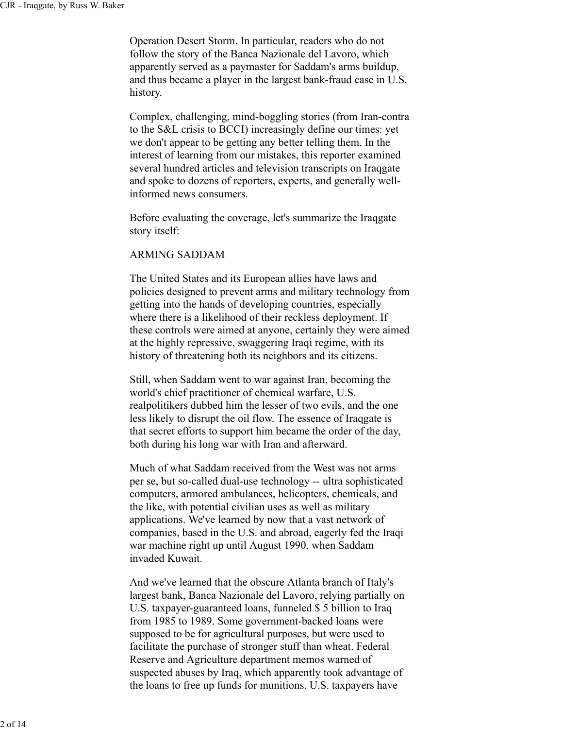Operation Desert Storm. In particular, readers who do not follow the story of the Banca Nazionale del Lavoro, which apparently served as a paymaster for Saddam's arms buildup, and thus became a player in the largest bank-fraud case in U.S. history.

Complex, challenging, mind-boggling stories (from Iran-contra to the S&L crisis to BCCI) increasingly define our times: yet we don't appear to be getting any better telling them. In the interest of learning from our mistakes, this reporter examined several hundred articles and television transcripts on Iraqgate and spoke to dozens of reporters, experts, and generally well-informed news consumers.

Before evaluating the coverage, let's summarize the Iraqgate story itself:

## ARMING SADDAM

The United States and its European allies have laws and policies designed to prevent arms and military technology from getting into the hands of developing countries, especially where there is a likelihood of their reckless deployment. If these controls were aimed at anyone, certainly they were aimed at the highly repressive, swaggering Iraqi regime, with its history of threatening both its neighbors and its citizens.

Still, when Saddam went to war against Iran, becoming the world's chief practitioner of chemical warfare, U.S. realpolitikers dubbed him the lesser of two evils, and the one less likely to disrupt the oil flow. The essence of Iraqgate is that secret efforts to support him became the order of the day, both during his long war with Iran and afterward.

Much of what Saddam received from the West was not arms per se, but so-called dual-use technology -- ultra sophisticated computers, armored ambulances, helicopters, chemicals, and the like, with potential civilian uses as well as military applications. We've learned by now that a vast network of companies, based in the U.S. and abroad, eagerly fed the Iraqi war machine right up until August 1990, when Saddam invaded Kuwait.

And we've learned that the obscure Atlanta branch of Italy's largest bank, Banca Nazionale del Lavoro, relying partially on U.S. taxpayer-guaranteed loans, funneled $ 5 billion to Iraq from 1985 to 1989. Some government-backed loans were supposed to be for agricultural purposes, but were used to facilitate the purchase of stronger stuff than wheat. Federal Reserve and Agriculture department memos warned of suspected abuses by Iraq, which apparently took advantage of the loans to free up funds for munitions. U.S. taxpayers have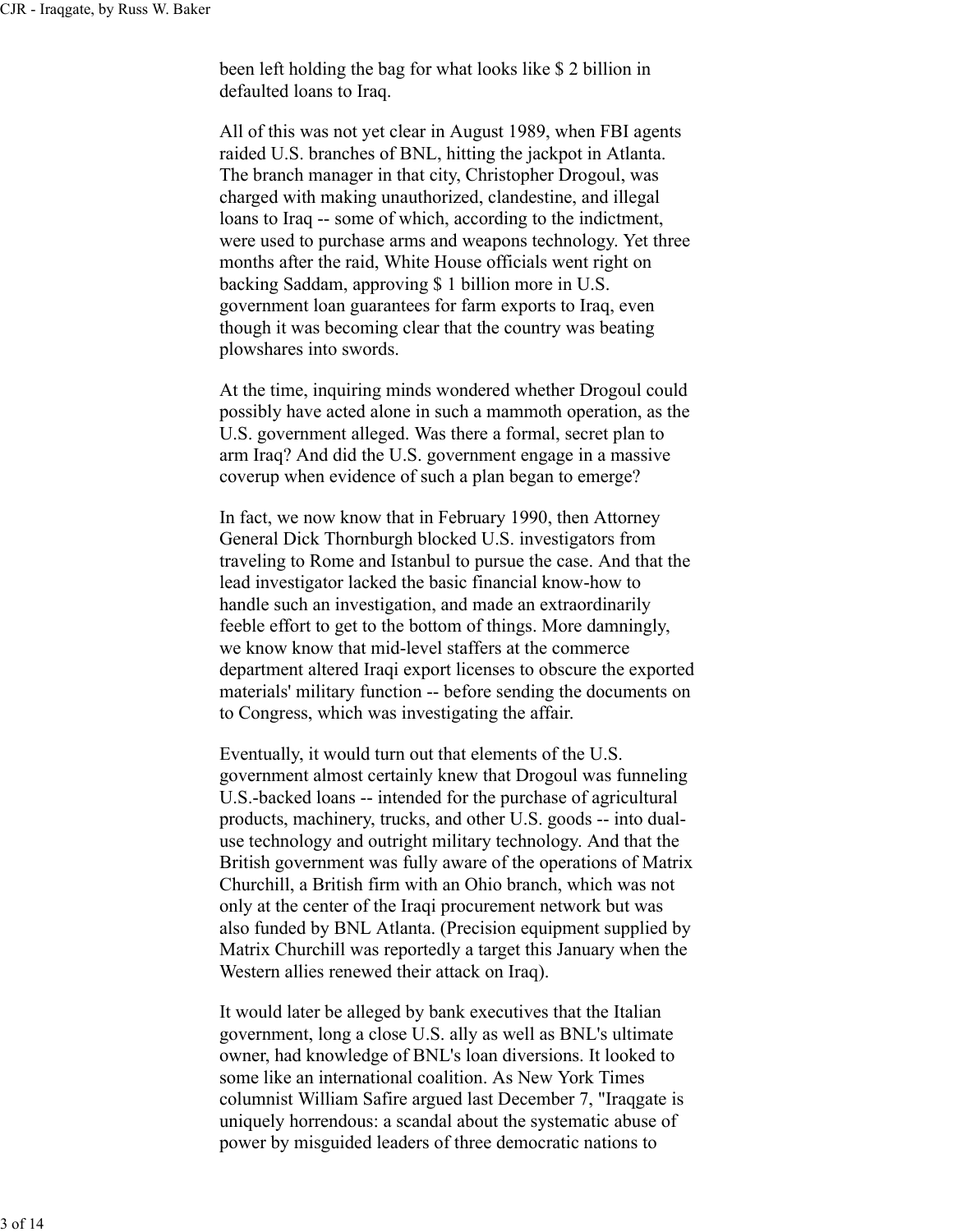been left holding the bag for what looks like $ 2 billion in defaulted loans to Iraq.

All of this was not yet clear in August 1989, when FBI agents raided U.S. branches of BNL, hitting the jackpot in Atlanta. The branch manager in that city, Christopher Drogoul, was charged with making unauthorized, clandestine, and illegal loans to Iraq -- some of which, according to the indictment, were used to purchase arms and weapons technology. Yet three months after the raid, White House officials went right on backing Saddam, approving $ 1 billion more in U.S. government loan guarantees for farm exports to Iraq, even though it was becoming clear that the country was beating plowshares into swords.

At the time, inquiring minds wondered whether Drogoul could possibly have acted alone in such a mammoth operation, as the U.S. government alleged. Was there a formal, secret plan to arm Iraq? And did the U.S. government engage in a massive coverup when evidence of such a plan began to emerge?

In fact, we now know that in February 1990, then Attorney General Dick Thornburgh blocked U.S. investigators from traveling to Rome and Istanbul to pursue the case. And that the lead investigator lacked the basic financial know-how to handle such an investigation, and made an extraordinarily feeble effort to get to the bottom of things. More damningly, we know know that mid-level staffers at the commerce department altered Iraqi export licenses to obscure the exported materials' military function -- before sending the documents on to Congress, which was investigating the affair.

Eventually, it would turn out that elements of the U.S. government almost certainly knew that Drogoul was funneling U.S.-backed loans -- intended for the purchase of agricultural products, machinery, trucks, and other U.S. goods -- into dual-use technology and outright military technology. And that the British government was fully aware of the operations of Matrix Churchill, a British firm with an Ohio branch, which was not only at the center of the Iraqi procurement network but was also funded by BNL Atlanta. (Precision equipment supplied by Matrix Churchill was reportedly a target this January when the Western allies renewed their attack on Iraq).

It would later be alleged by bank executives that the Italian government, long a close U.S. ally as well as BNL's ultimate owner, had knowledge of BNL's loan diversions. It looked to some like an international coalition. As New York Times columnist William Safire argued last December 7, "Iraqgate is uniquely horrendous: a scandal about the systematic abuse of power by misguided leaders of three democratic nations to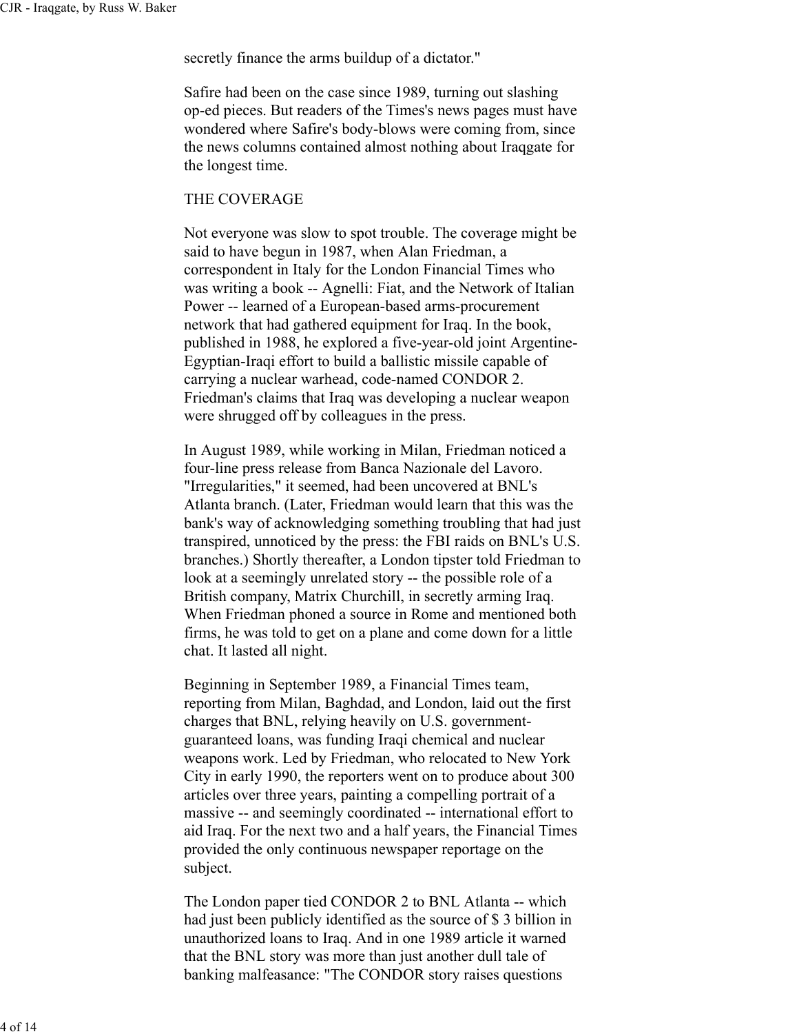secretly finance the arms buildup of a dictator."

Safire had been on the case since 1989, turning out slashing op-ed pieces. But readers of the Times's news pages must have wondered where Safire's body-blows were coming from, since the news columns contained almost nothing about Iraqgate for the longest time.

## THE COVERAGE

Not everyone was slow to spot trouble. The coverage might be said to have begun in 1987, when Alan Friedman, a correspondent in Italy for the London Financial Times who was writing a book -- Agnelli: Fiat, and the Network of Italian Power -- learned of a European-based arms-procurement network that had gathered equipment for Iraq. In the book, published in 1988, he explored a five-year-old joint Argentine-Egyptian-Iraqi effort to build a ballistic missile capable of carrying a nuclear warhead, code-named CONDOR 2. Friedman's claims that Iraq was developing a nuclear weapon were shrugged off by colleagues in the press.

In August 1989, while working in Milan, Friedman noticed a four-line press release from Banca Nazionale del Lavoro. "Irregularities," it seemed, had been uncovered at BNL's Atlanta branch. (Later, Friedman would learn that this was the bank's way of acknowledging something troubling that had just transpired, unnoticed by the press: the FBI raids on BNL's U.S. branches.) Shortly thereafter, a London tipster told Friedman to look at a seemingly unrelated story -- the possible role of a British company, Matrix Churchill, in secretly arming Iraq. When Friedman phoned a source in Rome and mentioned both firms, he was told to get on a plane and come down for a little chat. It lasted all night.

Beginning in September 1989, a Financial Times team, reporting from Milan, Baghdad, and London, laid out the first charges that BNL, relying heavily on U.S. government-guaranteed loans, was funding Iraqi chemical and nuclear weapons work. Led by Friedman, who relocated to New York City in early 1990, the reporters went on to produce about 300 articles over three years, painting a compelling portrait of a massive -- and seemingly coordinated -- international effort to aid Iraq. For the next two and a half years, the Financial Times provided the only continuous newspaper reportage on the subject.

The London paper tied CONDOR 2 to BNL Atlanta -- which had just been publicly identified as the source of $ 3 billion in unauthorized loans to Iraq. And in one 1989 article it warned that the BNL story was more than just another dull tale of banking malfeasance: "The CONDOR story raises questions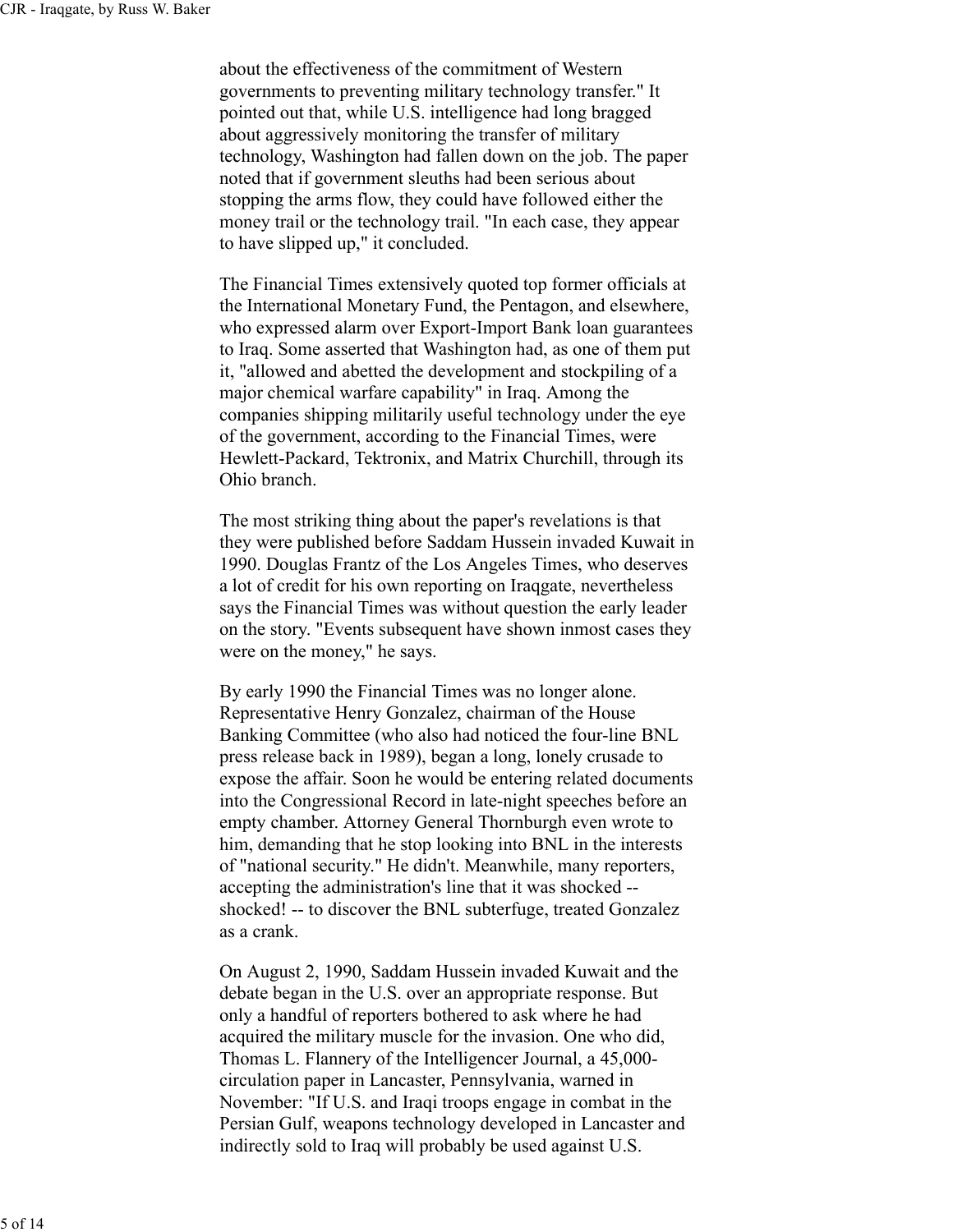about the effectiveness of the commitment of Western governments to preventing military technology transfer." It pointed out that, while U.S. intelligence had long bragged about aggressively monitoring the transfer of military technology, Washington had fallen down on the job. The paper noted that if government sleuths had been serious about stopping the arms flow, they could have followed either the money trail or the technology trail. "In each case, they appear to have slipped up," it concluded.

The Financial Times extensively quoted top former officials at the International Monetary Fund, the Pentagon, and elsewhere, who expressed alarm over Export-Import Bank loan guarantees to Iraq. Some asserted that Washington had, as one of them put it, "allowed and abetted the development and stockpiling of a major chemical warfare capability" in Iraq. Among the companies shipping militarily useful technology under the eye of the government, according to the Financial Times, were Hewlett-Packard, Tektronix, and Matrix Churchill, through its Ohio branch.

The most striking thing about the paper's revelations is that they were published before Saddam Hussein invaded Kuwait in 1990. Douglas Frantz of the Los Angeles Times, who deserves a lot of credit for his own reporting on Iraqgate, nevertheless says the Financial Times was without question the early leader on the story. "Events subsequent have shown inmost cases they were on the money," he says.

By early 1990 the Financial Times was no longer alone. Representative Henry Gonzalez, chairman of the House Banking Committee (who also had noticed the four-line BNL press release back in 1989), began a long, lonely crusade to expose the affair. Soon he would be entering related documents into the Congressional Record in late-night speeches before an empty chamber. Attorney General Thornburgh even wrote to him, demanding that he stop looking into BNL in the interests of "national security." He didn't. Meanwhile, many reporters, accepting the administration's line that it was shocked -- shocked! -- to discover the BNL subterfuge, treated Gonzalez as a crank.

On August 2, 1990, Saddam Hussein invaded Kuwait and the debate began in the U.S. over an appropriate response. But only a handful of reporters bothered to ask where he had acquired the military muscle for the invasion. One who did, Thomas L. Flannery of the Intelligencer Journal, a 45,000-circulation paper in Lancaster, Pennsylvania, warned in November: "If U.S. and Iraqi troops engage in combat in the Persian Gulf, weapons technology developed in Lancaster and indirectly sold to Iraq will probably be used against U.S.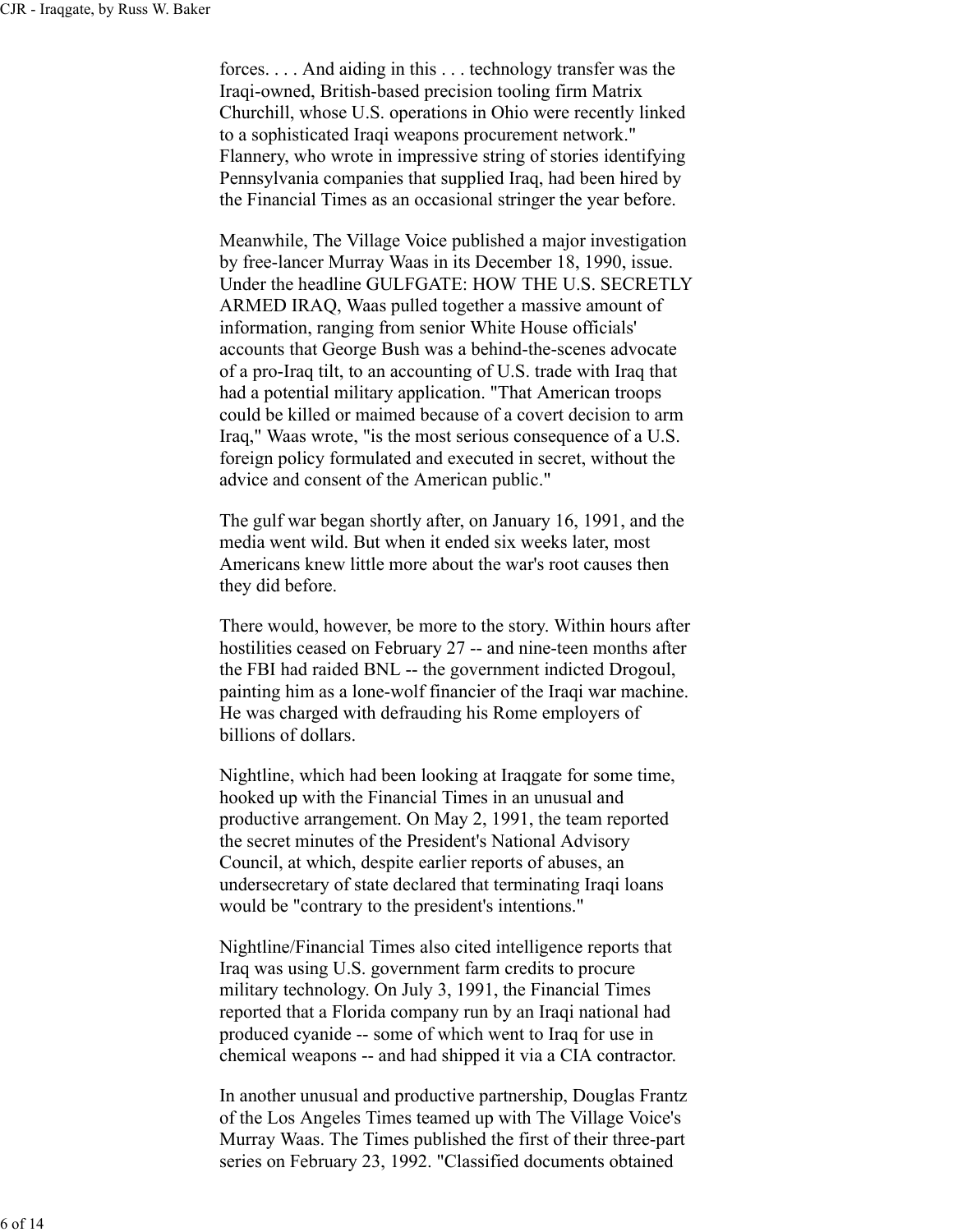forces. . . . And aiding in this . . . technology transfer was the Iraqi-owned, British-based precision tooling firm Matrix Churchill, whose U.S. operations in Ohio were recently linked to a sophisticated Iraqi weapons procurement network." Flannery, who wrote in impressive string of stories identifying Pennsylvania companies that supplied Iraq, had been hired by the Financial Times as an occasional stringer the year before.

Meanwhile, The Village Voice published a major investigation by free-lancer Murray Waas in its December 18, 1990, issue. Under the headline GULFGATE: HOW THE U.S. SECRETLY ARMED IRAQ, Waas pulled together a massive amount of information, ranging from senior White House officials' accounts that George Bush was a behind-the-scenes advocate of a pro-Iraq tilt, to an accounting of U.S. trade with Iraq that had a potential military application. "That American troops could be killed or maimed because of a covert decision to arm Iraq," Waas wrote, "is the most serious consequence of a U.S. foreign policy formulated and executed in secret, without the advice and consent of the American public."

The gulf war began shortly after, on January 16, 1991, and the media went wild. But when it ended six weeks later, most Americans knew little more about the war's root causes then they did before.

There would, however, be more to the story. Within hours after hostilities ceased on February 27 -- and nine-teen months after the FBI had raided BNL -- the government indicted Drogoul, painting him as a lone-wolf financier of the Iraqi war machine. He was charged with defrauding his Rome employers of billions of dollars.

Nightline, which had been looking at Iraqgate for some time, hooked up with the Financial Times in an unusual and productive arrangement. On May 2, 1991, the team reported the secret minutes of the President's National Advisory Council, at which, despite earlier reports of abuses, an undersecretary of state declared that terminating Iraqi loans would be "contrary to the president's intentions."

Nightline/Financial Times also cited intelligence reports that Iraq was using U.S. government farm credits to procure military technology. On July 3, 1991, the Financial Times reported that a Florida company run by an Iraqi national had produced cyanide -- some of which went to Iraq for use in chemical weapons -- and had shipped it via a CIA contractor.

In another unusual and productive partnership, Douglas Frantz of the Los Angeles Times teamed up with The Village Voice's Murray Waas. The Times published the first of their three-part series on February 23, 1992. "Classified documents obtained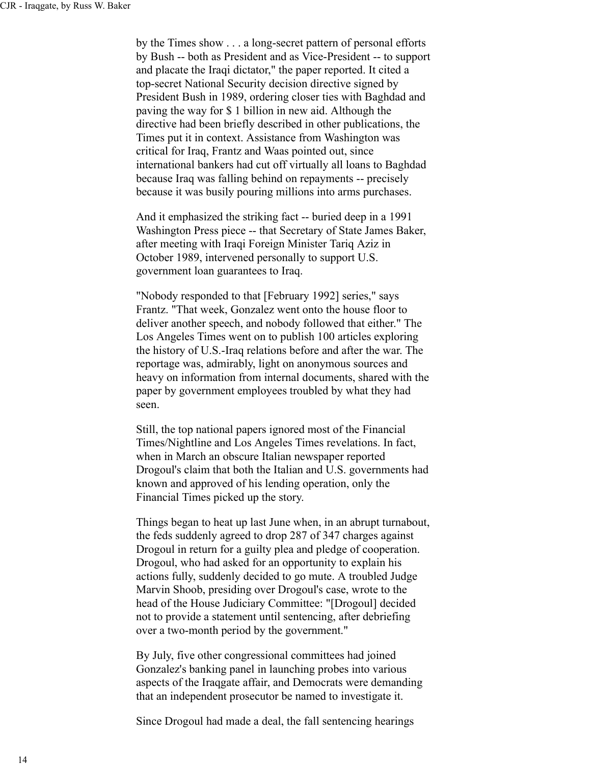by the Times show . . . a long-secret pattern of personal efforts by Bush -- both as President and as Vice-President -- to support and placate the Iraqi dictator," the paper reported. It cited a top-secret National Security decision directive signed by President Bush in 1989, ordering closer ties with Baghdad and paving the way for $ 1 billion in new aid. Although the directive had been briefly described in other publications, the Times put it in context. Assistance from Washington was critical for Iraq, Frantz and Waas pointed out, since international bankers had cut off virtually all loans to Baghdad because Iraq was falling behind on repayments -- precisely because it was busily pouring millions into arms purchases.

And it emphasized the striking fact -- buried deep in a 1991 Washington Press piece -- that Secretary of State James Baker, after meeting with Iraqi Foreign Minister Tariq Aziz in October 1989, intervened personally to support U.S. government loan guarantees to Iraq.

"Nobody responded to that [February 1992] series," says Frantz. "That week, Gonzalez went onto the house floor to deliver another speech, and nobody followed that either." The Los Angeles Times went on to publish 100 articles exploring the history of U.S.-Iraq relations before and after the war. The reportage was, admirably, light on anonymous sources and heavy on information from internal documents, shared with the paper by government employees troubled by what they had seen.

Still, the top national papers ignored most of the Financial Times/Nightline and Los Angeles Times revelations. In fact, when in March an obscure Italian newspaper reported Drogoul's claim that both the Italian and U.S. governments had known and approved of his lending operation, only the Financial Times picked up the story.

Things began to heat up last June when, in an abrupt turnabout, the feds suddenly agreed to drop 287 of 347 charges against Drogoul in return for a guilty plea and pledge of cooperation. Drogoul, who had asked for an opportunity to explain his actions fully, suddenly decided to go mute. A troubled Judge Marvin Shoob, presiding over Drogoul's case, wrote to the head of the House Judiciary Committee: "[Drogoul] decided not to provide a statement until sentencing, after debriefing over a two-month period by the government."

By July, five other congressional committees had joined Gonzalez's banking panel in launching probes into various aspects of the Iraqgate affair, and Democrats were demanding that an independent prosecutor be named to investigate it.

Since Drogoul had made a deal, the fall sentencing hearings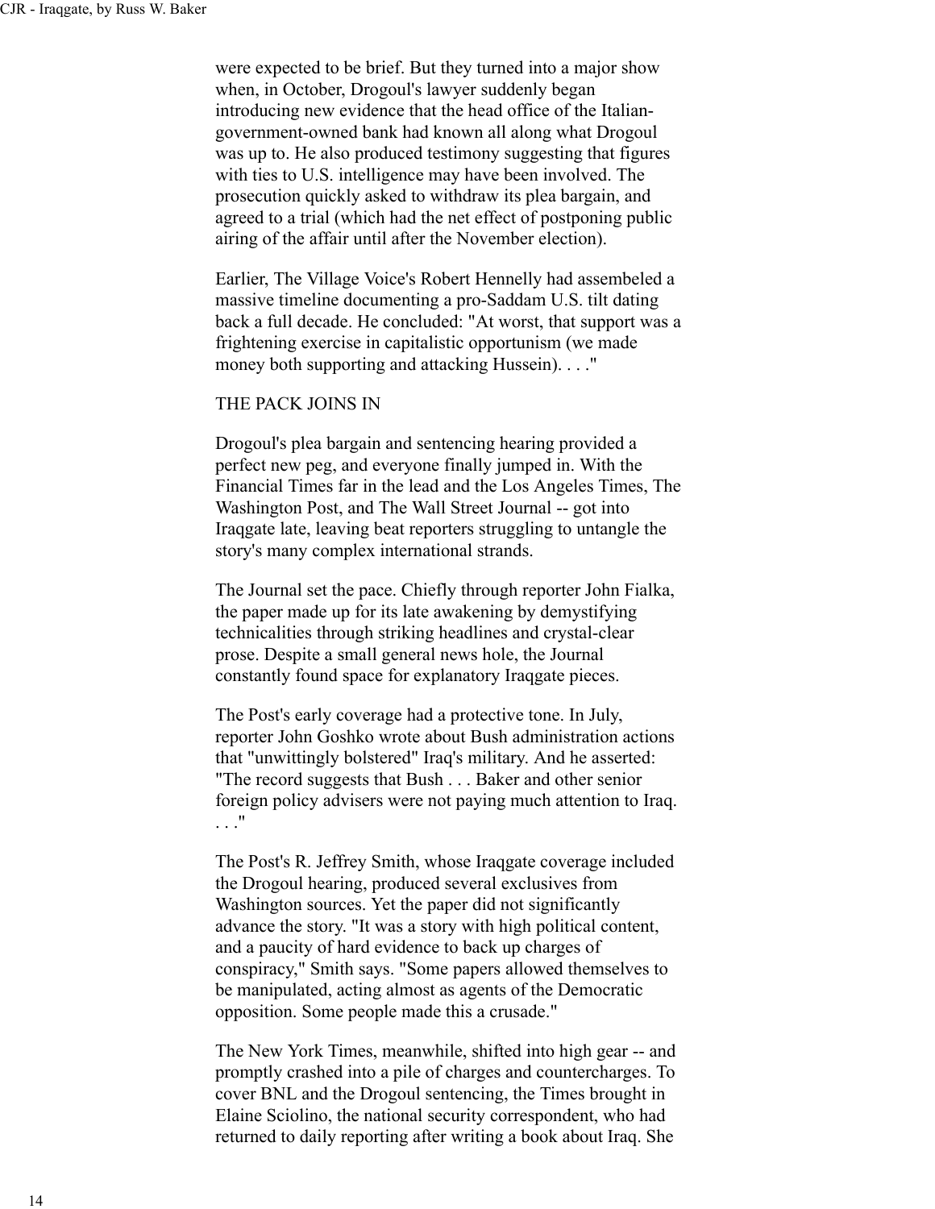were expected to be brief. But they turned into a major show when, in October, Drogoul's lawyer suddenly began introducing new evidence that the head office of the Italian-government-owned bank had known all along what Drogoul was up to. He also produced testimony suggesting that figures with ties to U.S. intelligence may have been involved. The prosecution quickly asked to withdraw its plea bargain, and agreed to a trial (which had the net effect of postponing public airing of the affair until after the November election).

Earlier, The Village Voice's Robert Hennelly had assembeled a massive timeline documenting a pro-Saddam U.S. tilt dating back a full decade. He concluded: "At worst, that support was a frightening exercise in capitalistic opportunism (we made money both supporting and attacking Hussein). . . ."

THE PACK JOINS IN

Drogoul's plea bargain and sentencing hearing provided a perfect new peg, and everyone finally jumped in. With the Financial Times far in the lead and the Los Angeles Times, The Washington Post, and The Wall Street Journal -- got into Iraqgate late, leaving beat reporters struggling to untangle the story's many complex international strands.

The Journal set the pace. Chiefly through reporter John Fialka, the paper made up for its late awakening by demystifying technicalities through striking headlines and crystal-clear prose. Despite a small general news hole, the Journal constantly found space for explanatory Iraqgate pieces.

The Post's early coverage had a protective tone. In July, reporter John Goshko wrote about Bush administration actions that "unwittingly bolstered" Iraq's military. And he asserted: "The record suggests that Bush . . . Baker and other senior foreign policy advisers were not paying much attention to Iraq. . . ."

The Post's R. Jeffrey Smith, whose Iraqgate coverage included the Drogoul hearing, produced several exclusives from Washington sources. Yet the paper did not significantly advance the story. "It was a story with high political content, and a paucity of hard evidence to back up charges of conspiracy," Smith says. "Some papers allowed themselves to be manipulated, acting almost as agents of the Democratic opposition. Some people made this a crusade."

The New York Times, meanwhile, shifted into high gear -- and promptly crashed into a pile of charges and countercharges. To cover BNL and the Drogoul sentencing, the Times brought in Elaine Sciolino, the national security correspondent, who had returned to daily reporting after writing a book about Iraq. She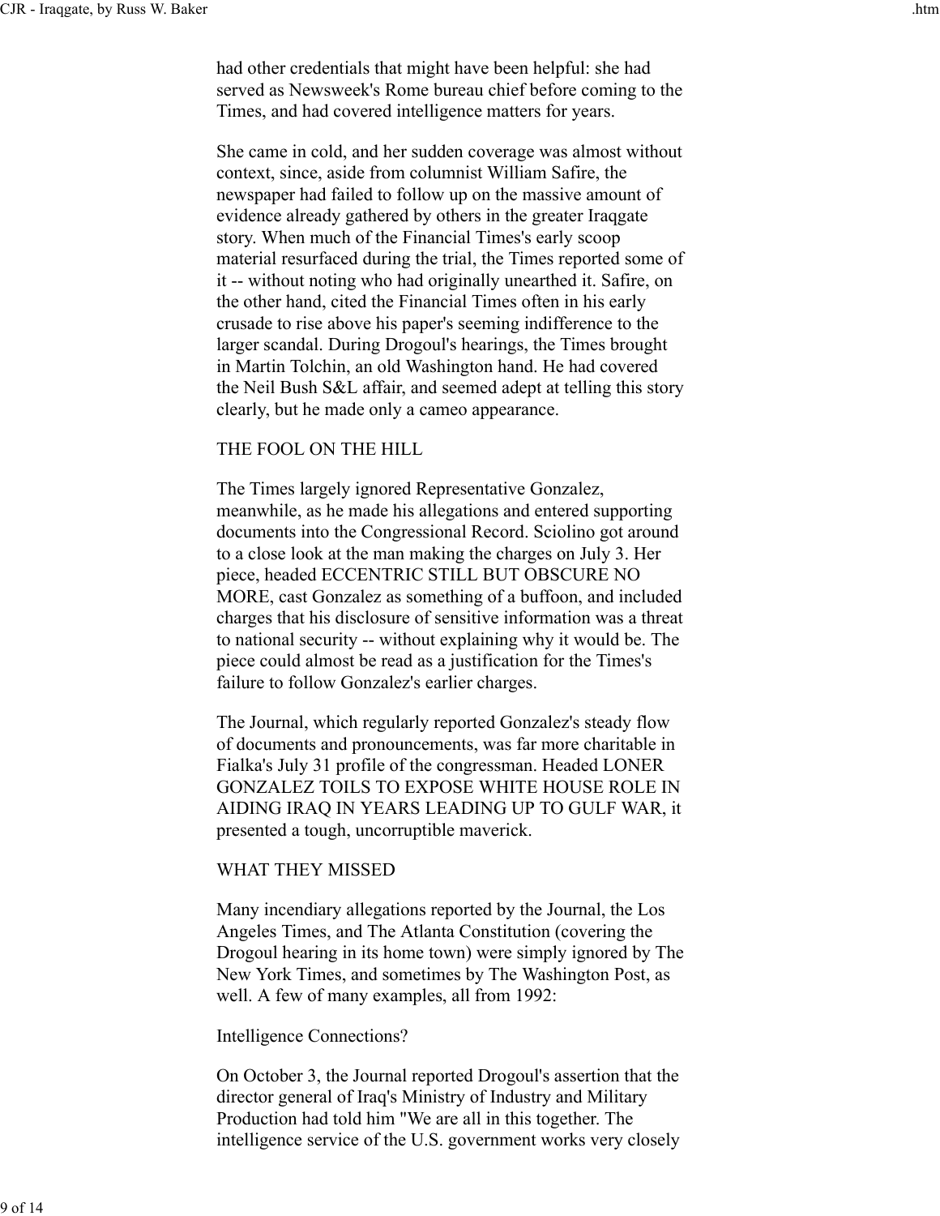had other credentials that might have been helpful: she had served as Newsweek's Rome bureau chief before coming to the Times, and had covered intelligence matters for years.

She came in cold, and her sudden coverage was almost without context, since, aside from columnist William Safire, the newspaper had failed to follow up on the massive amount of evidence already gathered by others in the greater Iraqgate story. When much of the Financial Times's early scoop material resurfaced during the trial, the Times reported some of it -- without noting who had originally unearthed it. Safire, on the other hand, cited the Financial Times often in his early crusade to rise above his paper's seeming indifference to the larger scandal. During Drogoul's hearings, the Times brought in Martin Tolchin, an old Washington hand. He had covered the Neil Bush S&L affair, and seemed adept at telling this story clearly, but he made only a cameo appearance.

## THE FOOL ON THE HILL

The Times largely ignored Representative Gonzalez, meanwhile, as he made his allegations and entered supporting documents into the Congressional Record. Sciolino got around to a close look at the man making the charges on July 3. Her piece, headed ECCENTRIC STILL BUT OBSCURE NO MORE, cast Gonzalez as something of a buffoon, and included charges that his disclosure of sensitive information was a threat to national security -- without explaining why it would be. The piece could almost be read as a justification for the Times's failure to follow Gonzalez's earlier charges.

The Journal, which regularly reported Gonzalez's steady flow of documents and pronouncements, was far more charitable in Fialka's July 31 profile of the congressman. Headed LONER GONZALEZ TOILS TO EXPOSE WHITE HOUSE ROLE IN AIDING IRAQ IN YEARS LEADING UP TO GULF WAR, it presented a tough, uncorruptible maverick.

## WHAT THEY MISSED

Many incendiary allegations reported by the Journal, the Los Angeles Times, and The Atlanta Constitution (covering the Drogoul hearing in its home town) were simply ignored by The New York Times, and sometimes by The Washington Post, as well. A few of many examples, all from 1992:

### Intelligence Connections?

On October 3, the Journal reported Drogoul's assertion that the director general of Iraq's Ministry of Industry and Military Production had told him "We are all in this together. The intelligence service of the U.S. government works very closely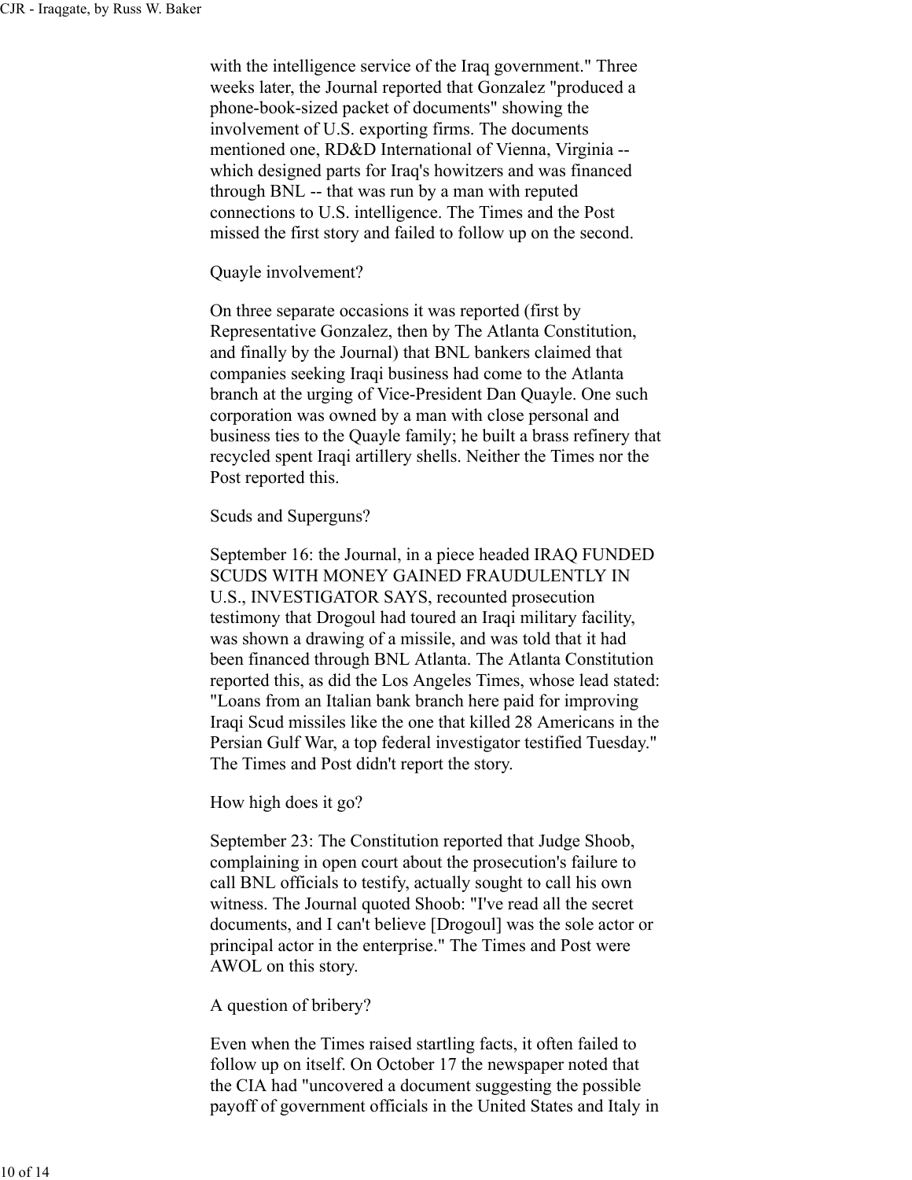with the intelligence service of the Iraq government." Three weeks later, the Journal reported that Gonzalez "produced a phone-book-sized packet of documents" showing the involvement of U.S. exporting firms. The documents mentioned one, RD&D International of Vienna, Virginia -- which designed parts for Iraq's howitzers and was financed through BNL -- that was run by a man with reputed connections to U.S. intelligence. The Times and the Post missed the first story and failed to follow up on the second.

Quayle involvement?

On three separate occasions it was reported (first by Representative Gonzalez, then by The Atlanta Constitution, and finally by the Journal) that BNL bankers claimed that companies seeking Iraqi business had come to the Atlanta branch at the urging of Vice-President Dan Quayle. One such corporation was owned by a man with close personal and business ties to the Quayle family; he built a brass refinery that recycled spent Iraqi artillery shells. Neither the Times nor the Post reported this.

Scuds and Superguns?

September 16: the Journal, in a piece headed IRAQ FUNDED SCUDS WITH MONEY GAINED FRAUDULENTLY IN U.S., INVESTIGATOR SAYS, recounted prosecution testimony that Drogoul had toured an Iraqi military facility, was shown a drawing of a missile, and was told that it had been financed through BNL Atlanta. The Atlanta Constitution reported this, as did the Los Angeles Times, whose lead stated: "Loans from an Italian bank branch here paid for improving Iraqi Scud missiles like the one that killed 28 Americans in the Persian Gulf War, a top federal investigator testified Tuesday." The Times and Post didn't report the story.

How high does it go?

September 23: The Constitution reported that Judge Shoob, complaining in open court about the prosecution's failure to call BNL officials to testify, actually sought to call his own witness. The Journal quoted Shoob: "I've read all the secret documents, and I can't believe [Drogoul] was the sole actor or principal actor in the enterprise." The Times and Post were AWOL on this story.

A question of bribery?

Even when the Times raised startling facts, it often failed to follow up on itself. On October 17 the newspaper noted that the CIA had "uncovered a document suggesting the possible payoff of government officials in the United States and Italy in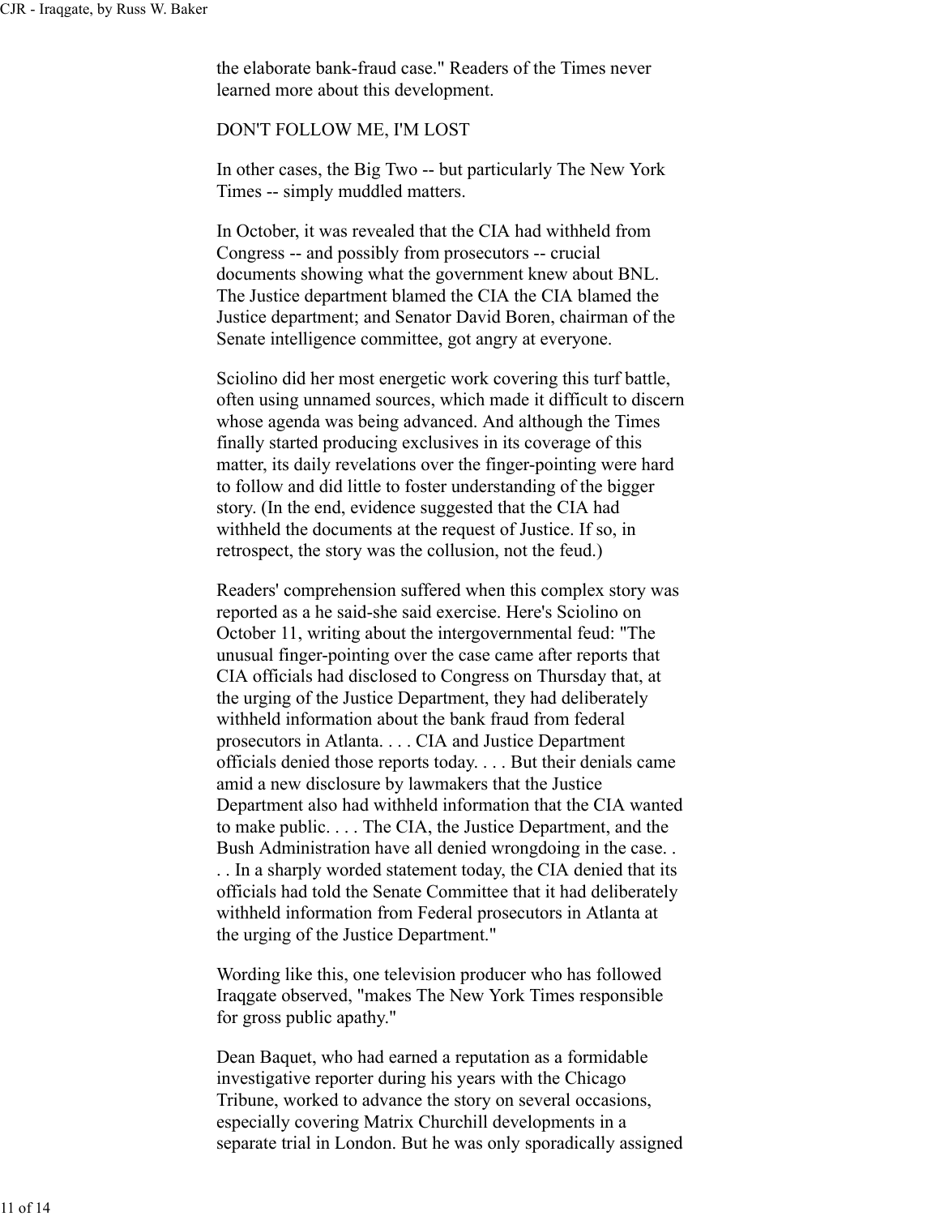the elaborate bank-fraud case." Readers of the Times never learned more about this development.

DON'T FOLLOW ME, I'M LOST

In other cases, the Big Two -- but particularly The New York Times -- simply muddled matters.

In October, it was revealed that the CIA had withheld from Congress -- and possibly from prosecutors -- crucial documents showing what the government knew about BNL. The Justice department blamed the CIA the CIA blamed the Justice department; and Senator David Boren, chairman of the Senate intelligence committee, got angry at everyone.

Sciolino did her most energetic work covering this turf battle, often using unnamed sources, which made it difficult to discern whose agenda was being advanced. And although the Times finally started producing exclusives in its coverage of this matter, its daily revelations over the finger-pointing were hard to follow and did little to foster understanding of the bigger story. (In the end, evidence suggested that the CIA had withheld the documents at the request of Justice. If so, in retrospect, the story was the collusion, not the feud.)

Readers' comprehension suffered when this complex story was reported as a he said-she said exercise. Here's Sciolino on October 11, writing about the intergovernmental feud: "The unusual finger-pointing over the case came after reports that CIA officials had disclosed to Congress on Thursday that, at the urging of the Justice Department, they had deliberately withheld information about the bank fraud from federal prosecutors in Atlanta. . . . CIA and Justice Department officials denied those reports today. . . . But their denials came amid a new disclosure by lawmakers that the Justice Department also had withheld information that the CIA wanted to make public. . . . The CIA, the Justice Department, and the Bush Administration have all denied wrongdoing in the case. . . . In a sharply worded statement today, the CIA denied that its officials had told the Senate Committee that it had deliberately withheld information from Federal prosecutors in Atlanta at the urging of the Justice Department."

Wording like this, one television producer who has followed Iraqgate observed, "makes The New York Times responsible for gross public apathy."

Dean Baquet, who had earned a reputation as a formidable investigative reporter during his years with the Chicago Tribune, worked to advance the story on several occasions, especially covering Matrix Churchill developments in a separate trial in London. But he was only sporadically assigned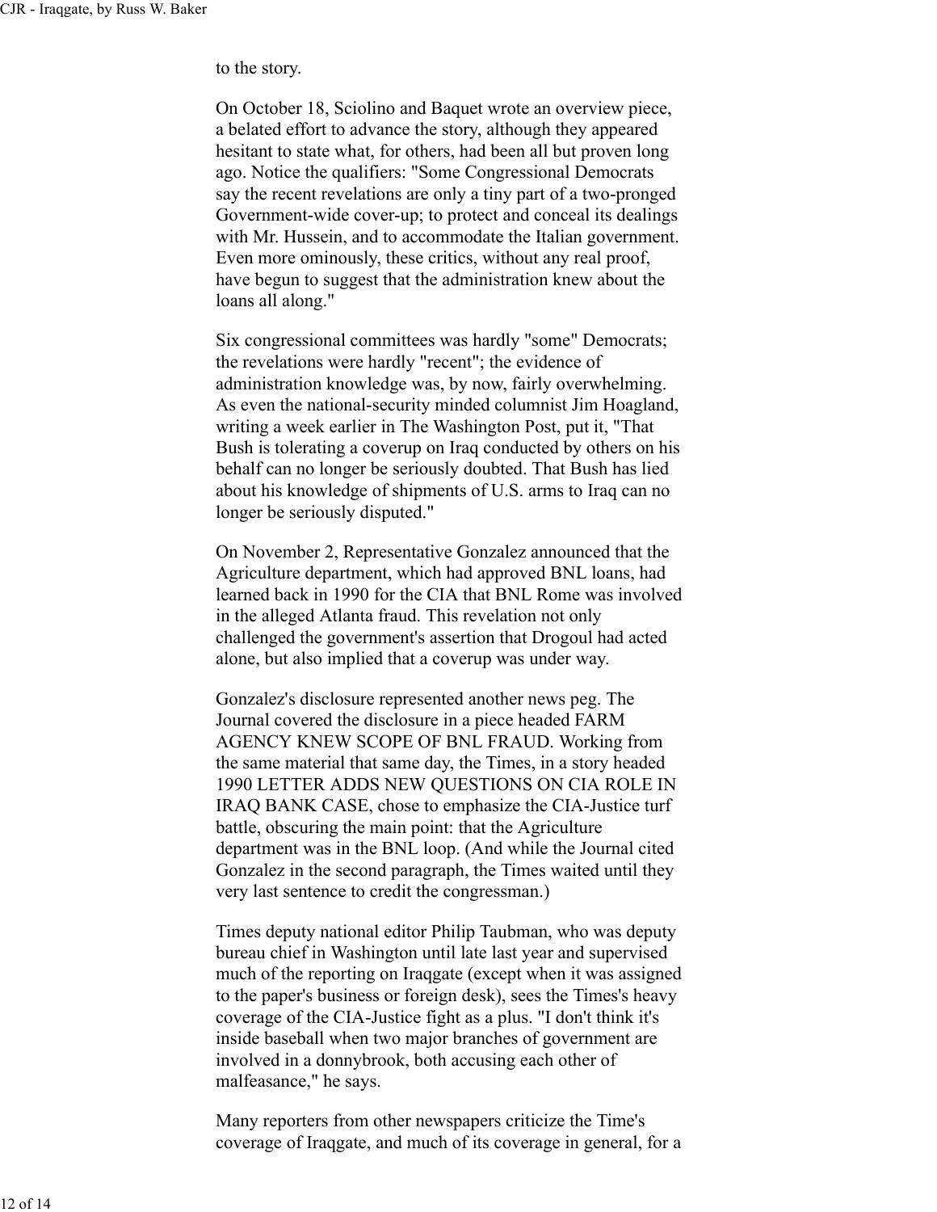to the story.

On October 18, Sciolino and Baquet wrote an overview piece, a belated effort to advance the story, although they appeared hesitant to state what, for others, had been all but proven long ago. Notice the qualifiers: "Some Congressional Democrats say the recent revelations are only a tiny part of a two-pronged Government-wide cover-up; to protect and conceal its dealings with Mr. Hussein, and to accommodate the Italian government. Even more ominously, these critics, without any real proof, have begun to suggest that the administration knew about the loans all along."

Six congressional committees was hardly "some" Democrats; the revelations were hardly "recent"; the evidence of administration knowledge was, by now, fairly overwhelming. As even the national-security minded columnist Jim Hoagland, writing a week earlier in The Washington Post, put it, "That Bush is tolerating a coverup on Iraq conducted by others on his behalf can no longer be seriously doubted. That Bush has lied about his knowledge of shipments of U.S. arms to Iraq can no longer be seriously disputed."

On November 2, Representative Gonzalez announced that the Agriculture department, which had approved BNL loans, had learned back in 1990 for the CIA that BNL Rome was involved in the alleged Atlanta fraud. This revelation not only challenged the government's assertion that Drogoul had acted alone, but also implied that a coverup was under way.

Gonzalez's disclosure represented another news peg. The Journal covered the disclosure in a piece headed FARM AGENCY KNEW SCOPE OF BNL FRAUD. Working from the same material that same day, the Times, in a story headed 1990 LETTER ADDS NEW QUESTIONS ON CIA ROLE IN IRAQ BANK CASE, chose to emphasize the CIA-Justice turf battle, obscuring the main point: that the Agriculture department was in the BNL loop. (And while the Journal cited Gonzalez in the second paragraph, the Times waited until they very last sentence to credit the congressman.)

Times deputy national editor Philip Taubman, who was deputy bureau chief in Washington until late last year and supervised much of the reporting on Iraqgate (except when it was assigned to the paper's business or foreign desk), sees the Times's heavy coverage of the CIA-Justice fight as a plus. "I don't think it's inside baseball when two major branches of government are involved in a donnybrook, both accusing each other of malfeasance," he says.

Many reporters from other newspapers criticize the Time's coverage of Iraqgate, and much of its coverage in general, for a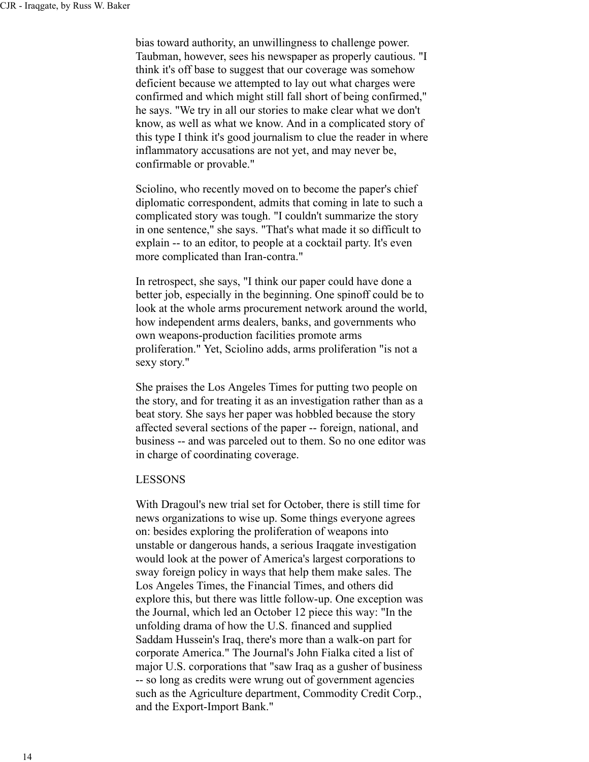bias toward authority, an unwillingness to challenge power. Taubman, however, sees his newspaper as properly cautious. "I think it's off base to suggest that our coverage was somehow deficient because we attempted to lay out what charges were confirmed and which might still fall short of being confirmed," he says. "We try in all our stories to make clear what we don't know, as well as what we know. And in a complicated story of this type I think it's good journalism to clue the reader in where inflammatory accusations are not yet, and may never be, confirmable or provable."

Sciolino, who recently moved on to become the paper's chief diplomatic correspondent, admits that coming in late to such a complicated story was tough. "I couldn't summarize the story in one sentence," she says. "That's what made it so difficult to explain -- to an editor, to people at a cocktail party. It's even more complicated than Iran-contra."

In retrospect, she says, "I think our paper could have done a better job, especially in the beginning. One spinoff could be to look at the whole arms procurement network around the world, how independent arms dealers, banks, and governments who own weapons-production facilities promote arms proliferation." Yet, Sciolino adds, arms proliferation "is not a sexy story."

She praises the Los Angeles Times for putting two people on the story, and for treating it as an investigation rather than as a beat story. She says her paper was hobbled because the story affected several sections of the paper -- foreign, national, and business -- and was parceled out to them. So no one editor was in charge of coordinating coverage.

## LESSONS

With Dragoul's new trial set for October, there is still time for news organizations to wise up. Some things everyone agrees on: besides exploring the proliferation of weapons into unstable or dangerous hands, a serious Iraqgate investigation would look at the power of America's largest corporations to sway foreign policy in ways that help them make sales. The Los Angeles Times, the Financial Times, and others did explore this, but there was little follow-up. One exception was the Journal, which led an October 12 piece this way: "In the unfolding drama of how the U.S. financed and supplied Saddam Hussein's Iraq, there's more than a walk-on part for corporate America." The Journal's John Fialka cited a list of major U.S. corporations that "saw Iraq as a gusher of business -- so long as credits were wrung out of government agencies such as the Agriculture department, Commodity Credit Corp., and the Export-Import Bank."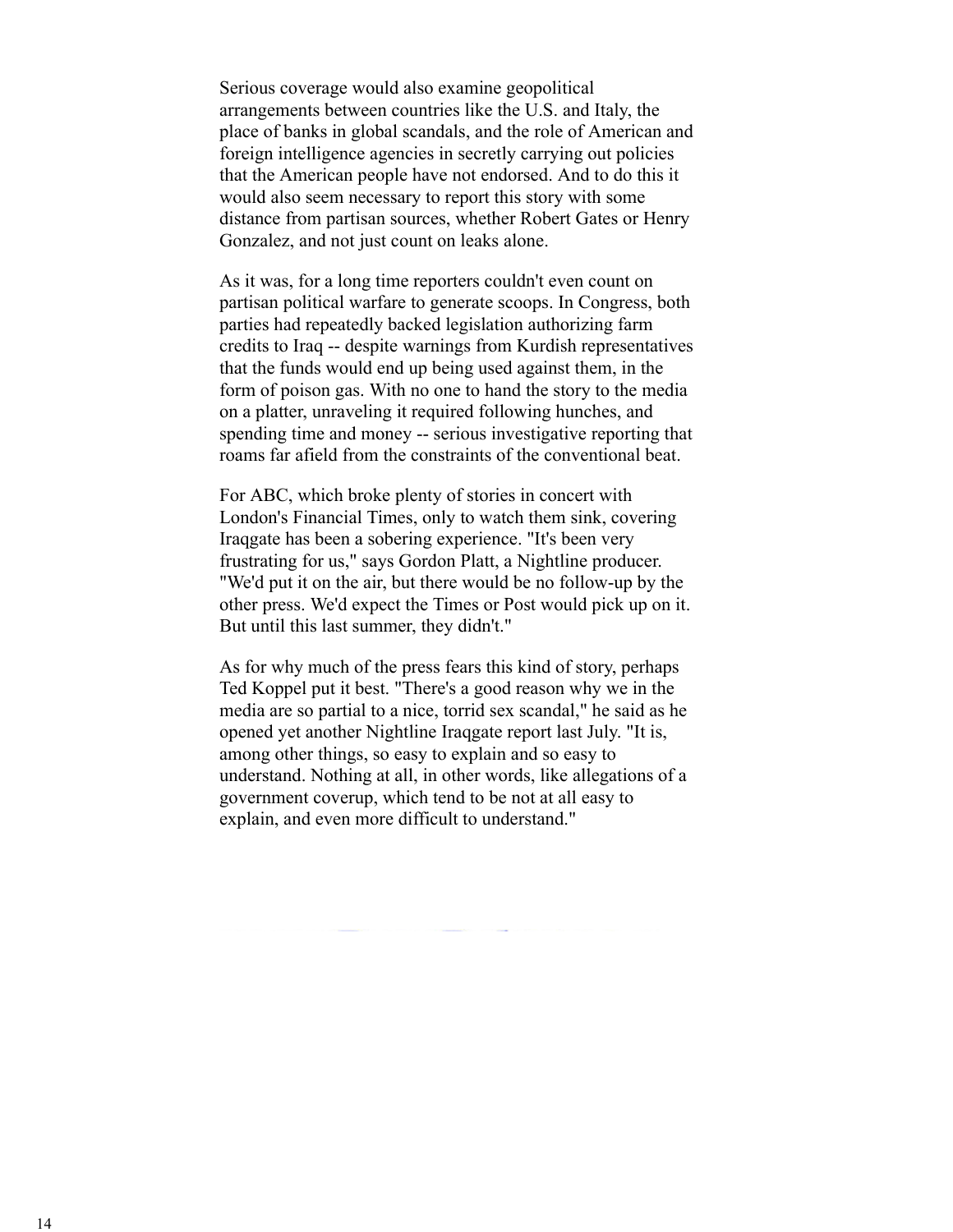Serious coverage would also examine geopolitical arrangements between countries like the U.S. and Italy, the place of banks in global scandals, and the role of American and foreign intelligence agencies in secretly carrying out policies that the American people have not endorsed. And to do this it would also seem necessary to report this story with some distance from partisan sources, whether Robert Gates or Henry Gonzalez, and not just count on leaks alone.

As it was, for a long time reporters couldn't even count on partisan political warfare to generate scoops. In Congress, both parties had repeatedly backed legislation authorizing farm credits to Iraq -- despite warnings from Kurdish representatives that the funds would end up being used against them, in the form of poison gas. With no one to hand the story to the media on a platter, unraveling it required following hunches, and spending time and money -- serious investigative reporting that roams far afield from the constraints of the conventional beat.

For ABC, which broke plenty of stories in concert with London's Financial Times, only to watch them sink, covering Iraqgate has been a sobering experience. "It's been very frustrating for us," says Gordon Platt, a Nightline producer. "We'd put it on the air, but there would be no follow-up by the other press. We'd expect the Times or Post would pick up on it. But until this last summer, they didn't."

As for why much of the press fears this kind of story, perhaps Ted Koppel put it best. "There's a good reason why we in the media are so partial to a nice, torrid sex scandal," he said as he opened yet another Nightline Iraqgate report last July. "It is, among other things, so easy to explain and so easy to understand. Nothing at all, in other words, like allegations of a government coverup, which tend to be not at all easy to explain, and even more difficult to understand."